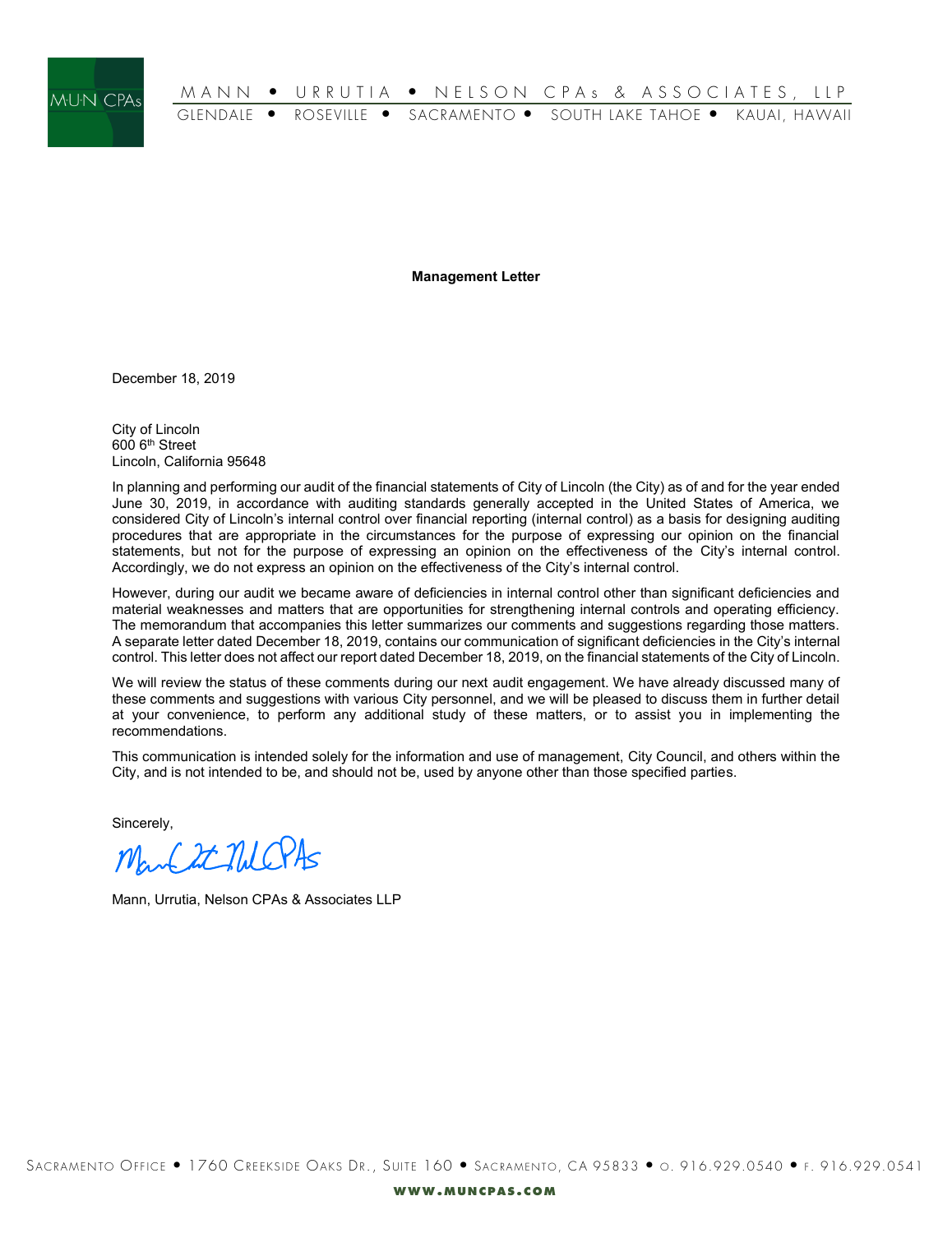MANN • URRUTIA • NELSON CPAs & ASSOCIATES, LLP

GLENDALE • ROSEVILLE • SACRAMENTO • SOUTH LAKE TAHOE • KAUAI, HAWAII

**Management Letter**

December 18, 2019

City of Lincoln
600 6th Street
Lincoln, California 95648

In planning and performing our audit of the financial statements of City of Lincoln (the City) as of and for the year ended June 30, 2019, in accordance with auditing standards generally accepted in the United States of America, we considered City of Lincoln's internal control over financial reporting (internal control) as a basis for designing auditing procedures that are appropriate in the circumstances for the purpose of expressing our opinion on the financial statements, but not for the purpose of expressing an opinion on the effectiveness of the City's internal control. Accordingly, we do not express an opinion on the effectiveness of the City's internal control.

However, during our audit we became aware of deficiencies in internal control other than significant deficiencies and material weaknesses and matters that are opportunities for strengthening internal controls and operating efficiency. The memorandum that accompanies this letter summarizes our comments and suggestions regarding those matters. A separate letter dated December 18, 2019, contains our communication of significant deficiencies in the City's internal control. This letter does not affect our report dated December 18, 2019, on the financial statements of the City of Lincoln.

We will review the status of these comments during our next audit engagement. We have already discussed many of these comments and suggestions with various City personnel, and we will be pleased to discuss them in further detail at your convenience, to perform any additional study of these matters, or to assist you in implementing the recommendations.

This communication is intended solely for the information and use of management, City Council, and others within the City, and is not intended to be, and should not be, used by anyone other than those specified parties.

Sincerely,

Mann, Urrutia, Nelson CPAs & Associates LLP

SACRAMENTO OFFICE • 1760 CREEKSIDE OAKS DR., SUITE 160 • SACRAMENTO, CA 95833 • O. 916.929.0540 • F. 916.929.0541

WWW.MUNCPAS.COM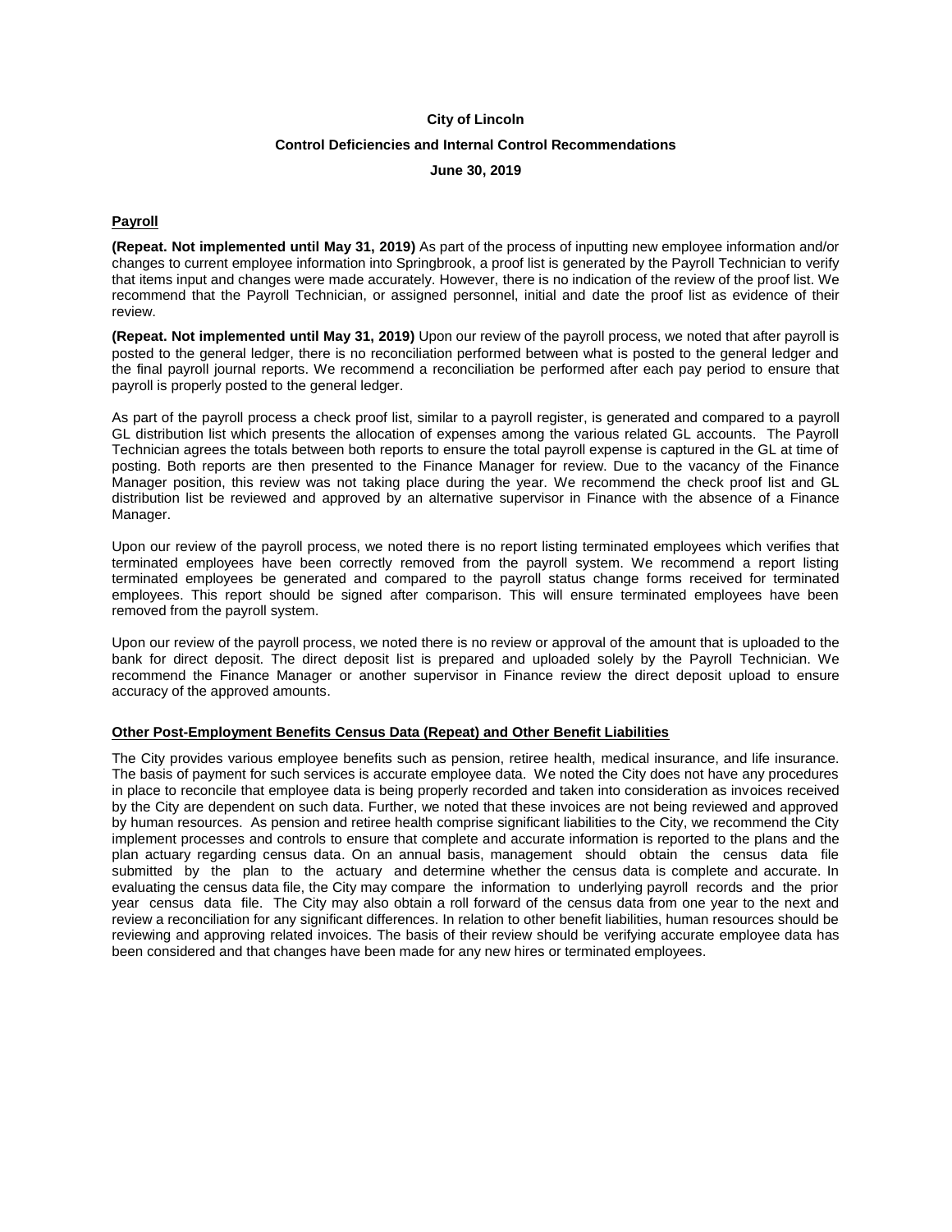**City of Lincoln**

**Control Deficiencies and Internal Control Recommendations**

**June 30, 2019**

## Payroll

**(Repeat. Not implemented until May 31, 2019)** As part of the process of inputting new employee information and/or changes to current employee information into Springbrook, a proof list is generated by the Payroll Technician to verify that items input and changes were made accurately. However, there is no indication of the review of the proof list. We recommend that the Payroll Technician, or assigned personnel, initial and date the proof list as evidence of their review.

**(Repeat. Not implemented until May 31, 2019)** Upon our review of the payroll process, we noted that after payroll is posted to the general ledger, there is no reconciliation performed between what is posted to the general ledger and the final payroll journal reports. We recommend a reconciliation be performed after each pay period to ensure that payroll is properly posted to the general ledger.

As part of the payroll process a check proof list, similar to a payroll register, is generated and compared to a payroll GL distribution list which presents the allocation of expenses among the various related GL accounts. The Payroll Technician agrees the totals between both reports to ensure the total payroll expense is captured in the GL at time of posting. Both reports are then presented to the Finance Manager for review. Due to the vacancy of the Finance Manager position, this review was not taking place during the year. We recommend the check proof list and GL distribution list be reviewed and approved by an alternative supervisor in Finance with the absence of a Finance Manager.

Upon our review of the payroll process, we noted there is no report listing terminated employees which verifies that terminated employees have been correctly removed from the payroll system. We recommend a report listing terminated employees be generated and compared to the payroll status change forms received for terminated employees. This report should be signed after comparison. This will ensure terminated employees have been removed from the payroll system.

Upon our review of the payroll process, we noted there is no review or approval of the amount that is uploaded to the bank for direct deposit. The direct deposit list is prepared and uploaded solely by the Payroll Technician. We recommend the Finance Manager or another supervisor in Finance review the direct deposit upload to ensure accuracy of the approved amounts.

## Other Post-Employment Benefits Census Data (Repeat) and Other Benefit Liabilities

The City provides various employee benefits such as pension, retiree health, medical insurance, and life insurance. The basis of payment for such services is accurate employee data. We noted the City does not have any procedures in place to reconcile that employee data is being properly recorded and taken into consideration as invoices received by the City are dependent on such data. Further, we noted that these invoices are not being reviewed and approved by human resources. As pension and retiree health comprise significant liabilities to the City, we recommend the City implement processes and controls to ensure that complete and accurate information is reported to the plans and the plan actuary regarding census data. On an annual basis, management should obtain the census data file submitted by the plan to the actuary and determine whether the census data is complete and accurate. In evaluating the census data file, the City may compare the information to underlying payroll records and the prior year census data file. The City may also obtain a roll forward of the census data from one year to the next and review a reconciliation for any significant differences. In relation to other benefit liabilities, human resources should be reviewing and approving related invoices. The basis of their review should be verifying accurate employee data has been considered and that changes have been made for any new hires or terminated employees.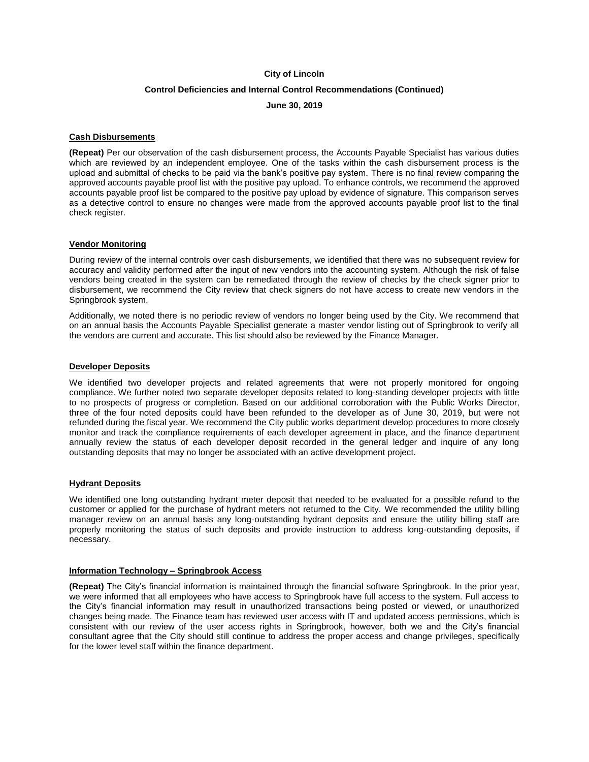**City of Lincoln**

**Control Deficiencies and Internal Control Recommendations (Continued)**

**June 30, 2019**

## Cash Disbursements

**(Repeat)** Per our observation of the cash disbursement process, the Accounts Payable Specialist has various duties which are reviewed by an independent employee. One of the tasks within the cash disbursement process is the upload and submittal of checks to be paid via the bank's positive pay system. There is no final review comparing the approved accounts payable proof list with the positive pay upload. To enhance controls, we recommend the approved accounts payable proof list be compared to the positive pay upload by evidence of signature. This comparison serves as a detective control to ensure no changes were made from the approved accounts payable proof list to the final check register.

## Vendor Monitoring

During review of the internal controls over cash disbursements, we identified that there was no subsequent review for accuracy and validity performed after the input of new vendors into the accounting system. Although the risk of false vendors being created in the system can be remediated through the review of checks by the check signer prior to disbursement, we recommend the City review that check signers do not have access to create new vendors in the Springbrook system.

Additionally, we noted there is no periodic review of vendors no longer being used by the City. We recommend that on an annual basis the Accounts Payable Specialist generate a master vendor listing out of Springbrook to verify all the vendors are current and accurate. This list should also be reviewed by the Finance Manager.

## Developer Deposits

We identified two developer projects and related agreements that were not properly monitored for ongoing compliance. We further noted two separate developer deposits related to long-standing developer projects with little to no prospects of progress or completion. Based on our additional corroboration with the Public Works Director, three of the four noted deposits could have been refunded to the developer as of June 30, 2019, but were not refunded during the fiscal year. We recommend the City public works department develop procedures to more closely monitor and track the compliance requirements of each developer agreement in place, and the finance department annually review the status of each developer deposit recorded in the general ledger and inquire of any long outstanding deposits that may no longer be associated with an active development project.

## Hydrant Deposits

We identified one long outstanding hydrant meter deposit that needed to be evaluated for a possible refund to the customer or applied for the purchase of hydrant meters not returned to the City. We recommended the utility billing manager review on an annual basis any long-outstanding hydrant deposits and ensure the utility billing staff are properly monitoring the status of such deposits and provide instruction to address long-outstanding deposits, if necessary.

## Information Technology – Springbrook Access

**(Repeat)** The City's financial information is maintained through the financial software Springbrook. In the prior year, we were informed that all employees who have access to Springbrook have full access to the system. Full access to the City's financial information may result in unauthorized transactions being posted or viewed, or unauthorized changes being made. The Finance team has reviewed user access with IT and updated access permissions, which is consistent with our review of the user access rights in Springbrook, however, both we and the City's financial consultant agree that the City should still continue to address the proper access and change privileges, specifically for the lower level staff within the finance department.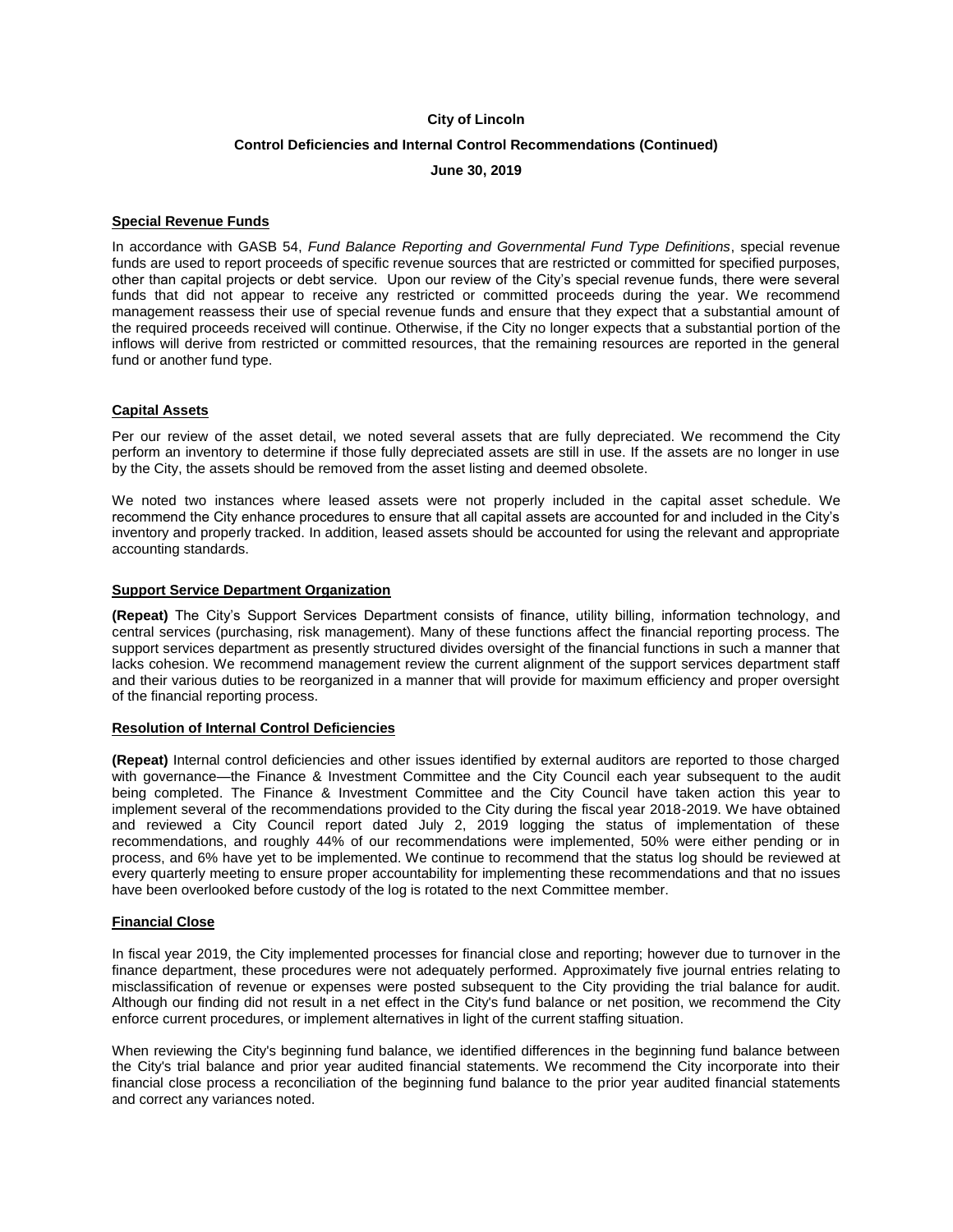**City of Lincoln**

**Control Deficiencies and Internal Control Recommendations (Continued)**

**June 30, 2019**

## Special Revenue Funds

In accordance with GASB 54, *Fund Balance Reporting and Governmental Fund Type Definitions*, special revenue funds are used to report proceeds of specific revenue sources that are restricted or committed for specified purposes, other than capital projects or debt service. Upon our review of the City's special revenue funds, there were several funds that did not appear to receive any restricted or committed proceeds during the year. We recommend management reassess their use of special revenue funds and ensure that they expect that a substantial amount of the required proceeds received will continue. Otherwise, if the City no longer expects that a substantial portion of the inflows will derive from restricted or committed resources, that the remaining resources are reported in the general fund or another fund type.

## Capital Assets

Per our review of the asset detail, we noted several assets that are fully depreciated. We recommend the City perform an inventory to determine if those fully depreciated assets are still in use. If the assets are no longer in use by the City, the assets should be removed from the asset listing and deemed obsolete.

We noted two instances where leased assets were not properly included in the capital asset schedule. We recommend the City enhance procedures to ensure that all capital assets are accounted for and included in the City's inventory and properly tracked. In addition, leased assets should be accounted for using the relevant and appropriate accounting standards.

## Support Service Department Organization

**(Repeat)** The City's Support Services Department consists of finance, utility billing, information technology, and central services (purchasing, risk management). Many of these functions affect the financial reporting process. The support services department as presently structured divides oversight of the financial functions in such a manner that lacks cohesion. We recommend management review the current alignment of the support services department staff and their various duties to be reorganized in a manner that will provide for maximum efficiency and proper oversight of the financial reporting process.

## Resolution of Internal Control Deficiencies

**(Repeat)** Internal control deficiencies and other issues identified by external auditors are reported to those charged with governance—the Finance & Investment Committee and the City Council each year subsequent to the audit being completed. The Finance & Investment Committee and the City Council have taken action this year to implement several of the recommendations provided to the City during the fiscal year 2018-2019. We have obtained and reviewed a City Council report dated July 2, 2019 logging the status of implementation of these recommendations, and roughly 44% of our recommendations were implemented, 50% were either pending or in process, and 6% have yet to be implemented. We continue to recommend that the status log should be reviewed at every quarterly meeting to ensure proper accountability for implementing these recommendations and that no issues have been overlooked before custody of the log is rotated to the next Committee member.

## Financial Close

In fiscal year 2019, the City implemented processes for financial close and reporting; however due to turnover in the finance department, these procedures were not adequately performed. Approximately five journal entries relating to misclassification of revenue or expenses were posted subsequent to the City providing the trial balance for audit. Although our finding did not result in a net effect in the City's fund balance or net position, we recommend the City enforce current procedures, or implement alternatives in light of the current staffing situation.

When reviewing the City's beginning fund balance, we identified differences in the beginning fund balance between the City's trial balance and prior year audited financial statements. We recommend the City incorporate into their financial close process a reconciliation of the beginning fund balance to the prior year audited financial statements and correct any variances noted.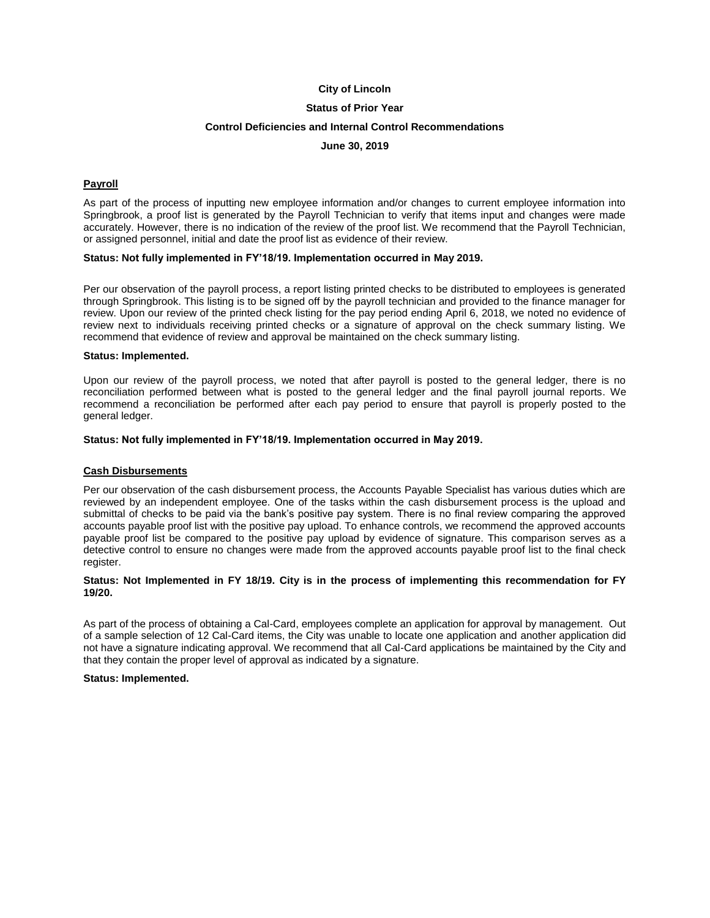**City of Lincoln**

**Status of Prior Year**

**Control Deficiencies and Internal Control Recommendations**

**June 30, 2019**

## Payroll

As part of the process of inputting new employee information and/or changes to current employee information into Springbrook, a proof list is generated by the Payroll Technician to verify that items input and changes were made accurately. However, there is no indication of the review of the proof list. We recommend that the Payroll Technician, or assigned personnel, initial and date the proof list as evidence of their review.

**Status: Not fully implemented in FY'18/19. Implementation occurred in May 2019.**

Per our observation of the payroll process, a report listing printed checks to be distributed to employees is generated through Springbrook. This listing is to be signed off by the payroll technician and provided to the finance manager for review. Upon our review of the printed check listing for the pay period ending April 6, 2018, we noted no evidence of review next to individuals receiving printed checks or a signature of approval on the check summary listing. We recommend that evidence of review and approval be maintained on the check summary listing.

**Status: Implemented.**

Upon our review of the payroll process, we noted that after payroll is posted to the general ledger, there is no reconciliation performed between what is posted to the general ledger and the final payroll journal reports. We recommend a reconciliation be performed after each pay period to ensure that payroll is properly posted to the general ledger.

**Status: Not fully implemented in FY'18/19. Implementation occurred in May 2019.**

## Cash Disbursements

Per our observation of the cash disbursement process, the Accounts Payable Specialist has various duties which are reviewed by an independent employee. One of the tasks within the cash disbursement process is the upload and submittal of checks to be paid via the bank's positive pay system. There is no final review comparing the approved accounts payable proof list with the positive pay upload. To enhance controls, we recommend the approved accounts payable proof list be compared to the positive pay upload by evidence of signature. This comparison serves as a detective control to ensure no changes were made from the approved accounts payable proof list to the final check register.

**Status: Not Implemented in FY 18/19. City is in the process of implementing this recommendation for FY 19/20.**

As part of the process of obtaining a Cal-Card, employees complete an application for approval by management. Out of a sample selection of 12 Cal-Card items, the City was unable to locate one application and another application did not have a signature indicating approval. We recommend that all Cal-Card applications be maintained by the City and that they contain the proper level of approval as indicated by a signature.

**Status: Implemented.**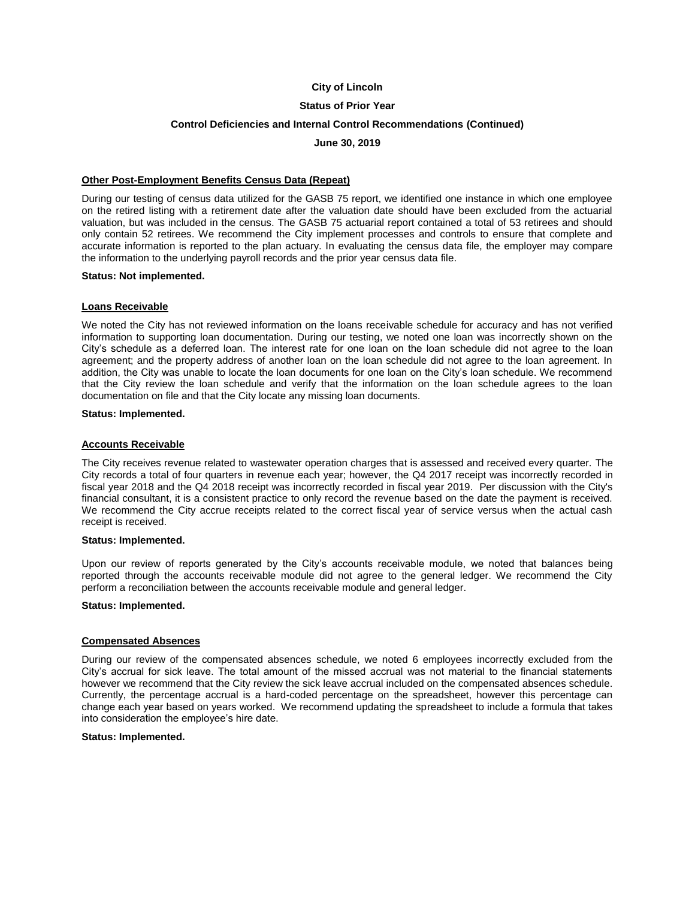**City of Lincoln**

**Status of Prior Year**

**Control Deficiencies and Internal Control Recommendations (Continued)**

**June 30, 2019**

**Other Post-Employment Benefits Census Data (Repeat)**

During our testing of census data utilized for the GASB 75 report, we identified one instance in which one employee on the retired listing with a retirement date after the valuation date should have been excluded from the actuarial valuation, but was included in the census. The GASB 75 actuarial report contained a total of 53 retirees and should only contain 52 retirees. We recommend the City implement processes and controls to ensure that complete and accurate information is reported to the plan actuary. In evaluating the census data file, the employer may compare the information to the underlying payroll records and the prior year census data file.

**Status: Not implemented.**

**Loans Receivable**

We noted the City has not reviewed information on the loans receivable schedule for accuracy and has not verified information to supporting loan documentation. During our testing, we noted one loan was incorrectly shown on the City's schedule as a deferred loan. The interest rate for one loan on the loan schedule did not agree to the loan agreement; and the property address of another loan on the loan schedule did not agree to the loan agreement. In addition, the City was unable to locate the loan documents for one loan on the City's loan schedule. We recommend that the City review the loan schedule and verify that the information on the loan schedule agrees to the loan documentation on file and that the City locate any missing loan documents.

**Status: Implemented.**

**Accounts Receivable**

The City receives revenue related to wastewater operation charges that is assessed and received every quarter. The City records a total of four quarters in revenue each year; however, the Q4 2017 receipt was incorrectly recorded in fiscal year 2018 and the Q4 2018 receipt was incorrectly recorded in fiscal year 2019. Per discussion with the City's financial consultant, it is a consistent practice to only record the revenue based on the date the payment is received. We recommend the City accrue receipts related to the correct fiscal year of service versus when the actual cash receipt is received.

**Status: Implemented.**

Upon our review of reports generated by the City's accounts receivable module, we noted that balances being reported through the accounts receivable module did not agree to the general ledger. We recommend the City perform a reconciliation between the accounts receivable module and general ledger.

**Status: Implemented.**

**Compensated Absences**

During our review of the compensated absences schedule, we noted 6 employees incorrectly excluded from the City's accrual for sick leave. The total amount of the missed accrual was not material to the financial statements however we recommend that the City review the sick leave accrual included on the compensated absences schedule. Currently, the percentage accrual is a hard-coded percentage on the spreadsheet, however this percentage can change each year based on years worked. We recommend updating the spreadsheet to include a formula that takes into consideration the employee's hire date.

**Status: Implemented.**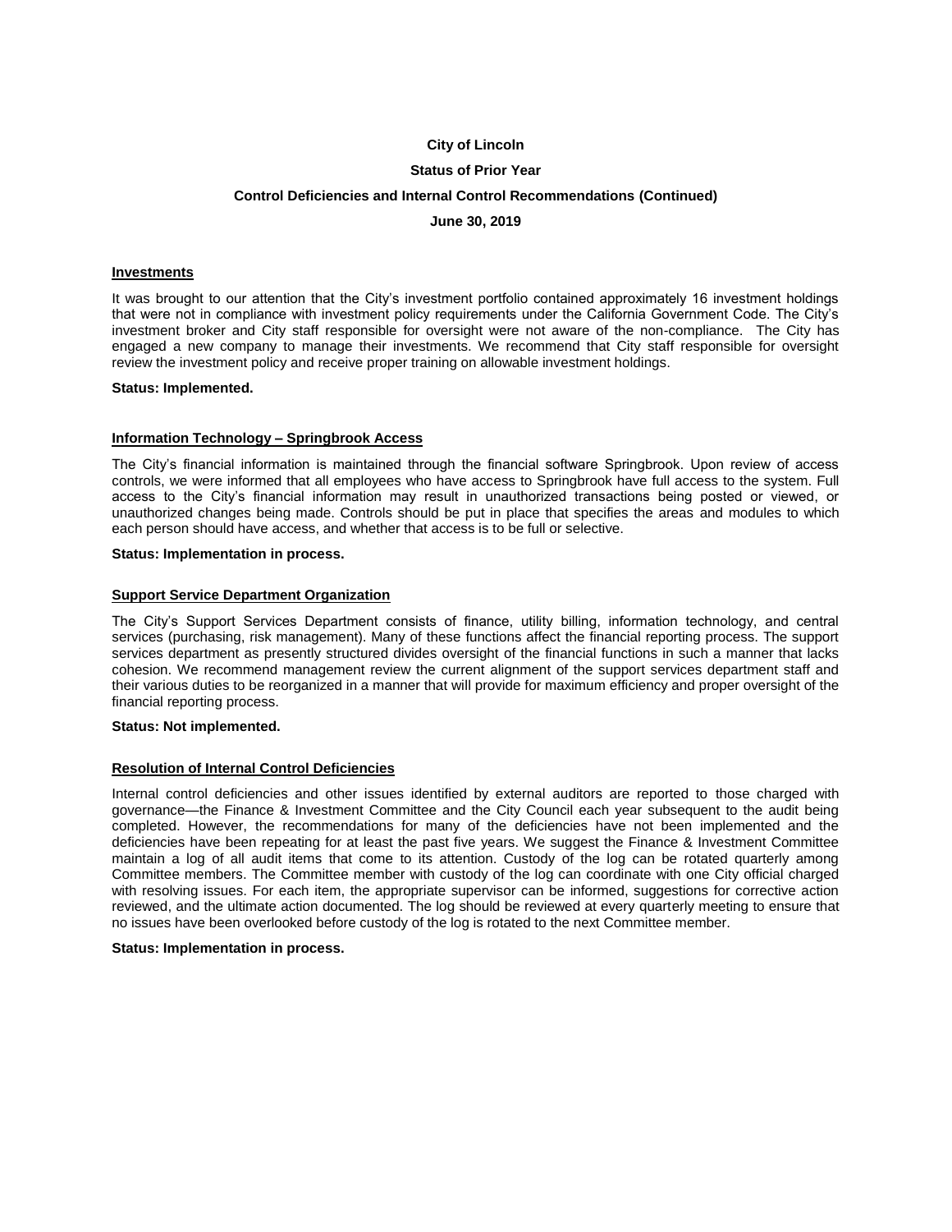**City of Lincoln**

**Status of Prior Year**

**Control Deficiencies and Internal Control Recommendations (Continued)**

**June 30, 2019**

## Investments

It was brought to our attention that the City's investment portfolio contained approximately 16 investment holdings that were not in compliance with investment policy requirements under the California Government Code. The City's investment broker and City staff responsible for oversight were not aware of the non-compliance. The City has engaged a new company to manage their investments. We recommend that City staff responsible for oversight review the investment policy and receive proper training on allowable investment holdings.

**Status: Implemented.**

## Information Technology – Springbrook Access

The City's financial information is maintained through the financial software Springbrook. Upon review of access controls, we were informed that all employees who have access to Springbrook have full access to the system. Full access to the City's financial information may result in unauthorized transactions being posted or viewed, or unauthorized changes being made. Controls should be put in place that specifies the areas and modules to which each person should have access, and whether that access is to be full or selective.

**Status: Implementation in process.**

## Support Service Department Organization

The City's Support Services Department consists of finance, utility billing, information technology, and central services (purchasing, risk management). Many of these functions affect the financial reporting process. The support services department as presently structured divides oversight of the financial functions in such a manner that lacks cohesion. We recommend management review the current alignment of the support services department staff and their various duties to be reorganized in a manner that will provide for maximum efficiency and proper oversight of the financial reporting process.

**Status: Not implemented.**

## Resolution of Internal Control Deficiencies

Internal control deficiencies and other issues identified by external auditors are reported to those charged with governance—the Finance & Investment Committee and the City Council each year subsequent to the audit being completed. However, the recommendations for many of the deficiencies have not been implemented and the deficiencies have been repeating for at least the past five years. We suggest the Finance & Investment Committee maintain a log of all audit items that come to its attention. Custody of the log can be rotated quarterly among Committee members. The Committee member with custody of the log can coordinate with one City official charged with resolving issues. For each item, the appropriate supervisor can be informed, suggestions for corrective action reviewed, and the ultimate action documented. The log should be reviewed at every quarterly meeting to ensure that no issues have been overlooked before custody of the log is rotated to the next Committee member.

**Status: Implementation in process.**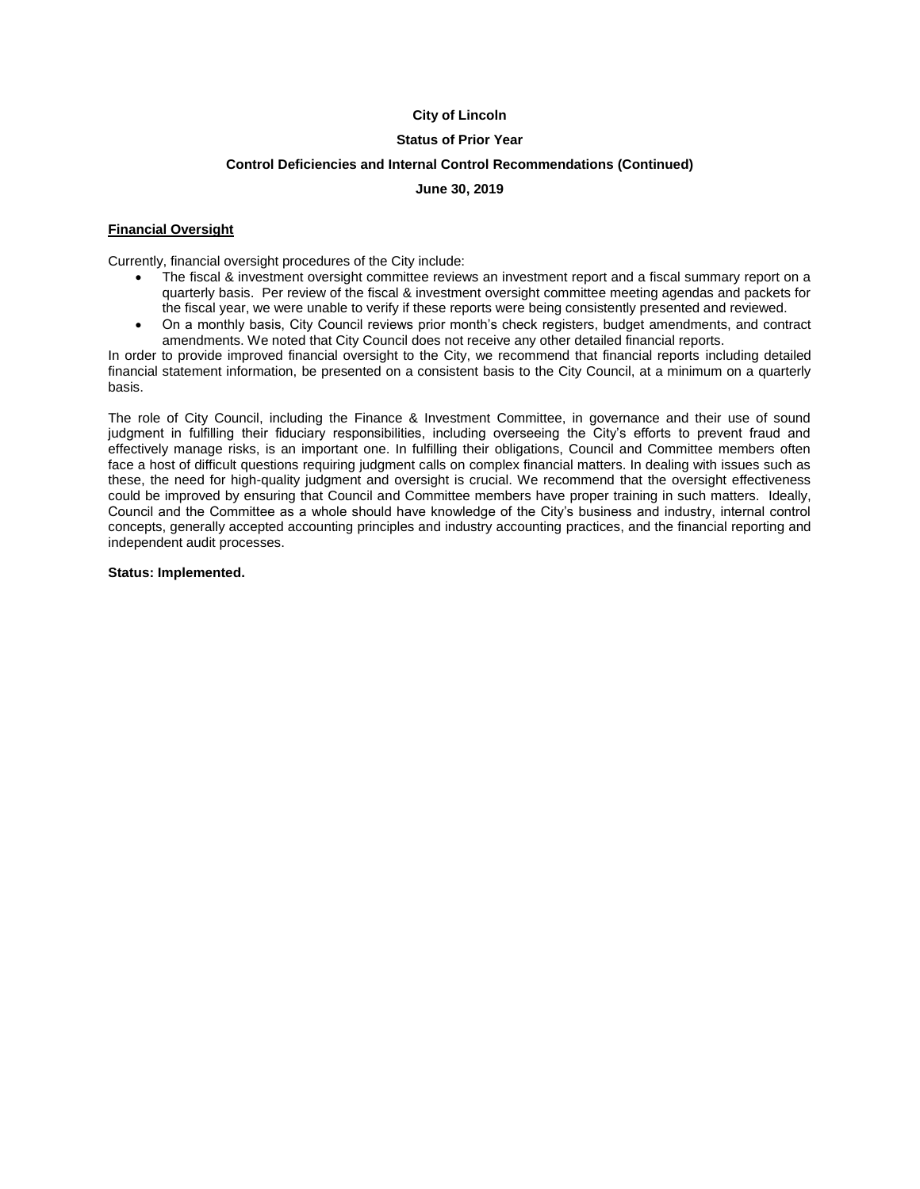**City of Lincoln**

**Status of Prior Year**

**Control Deficiencies and Internal Control Recommendations (Continued)**

**June 30, 2019**

**Financial Oversight**

Currently, financial oversight procedures of the City include:

- The fiscal & investment oversight committee reviews an investment report and a fiscal summary report on a quarterly basis. Per review of the fiscal & investment oversight committee meeting agendas and packets for the fiscal year, we were unable to verify if these reports were being consistently presented and reviewed.
- On a monthly basis, City Council reviews prior month's check registers, budget amendments, and contract amendments. We noted that City Council does not receive any other detailed financial reports.

In order to provide improved financial oversight to the City, we recommend that financial reports including detailed financial statement information, be presented on a consistent basis to the City Council, at a minimum on a quarterly basis.

The role of City Council, including the Finance & Investment Committee, in governance and their use of sound judgment in fulfilling their fiduciary responsibilities, including overseeing the City's efforts to prevent fraud and effectively manage risks, is an important one. In fulfilling their obligations, Council and Committee members often face a host of difficult questions requiring judgment calls on complex financial matters. In dealing with issues such as these, the need for high-quality judgment and oversight is crucial. We recommend that the oversight effectiveness could be improved by ensuring that Council and Committee members have proper training in such matters. Ideally, Council and the Committee as a whole should have knowledge of the City's business and industry, internal control concepts, generally accepted accounting principles and industry accounting practices, and the financial reporting and independent audit processes.

**Status: Implemented.**